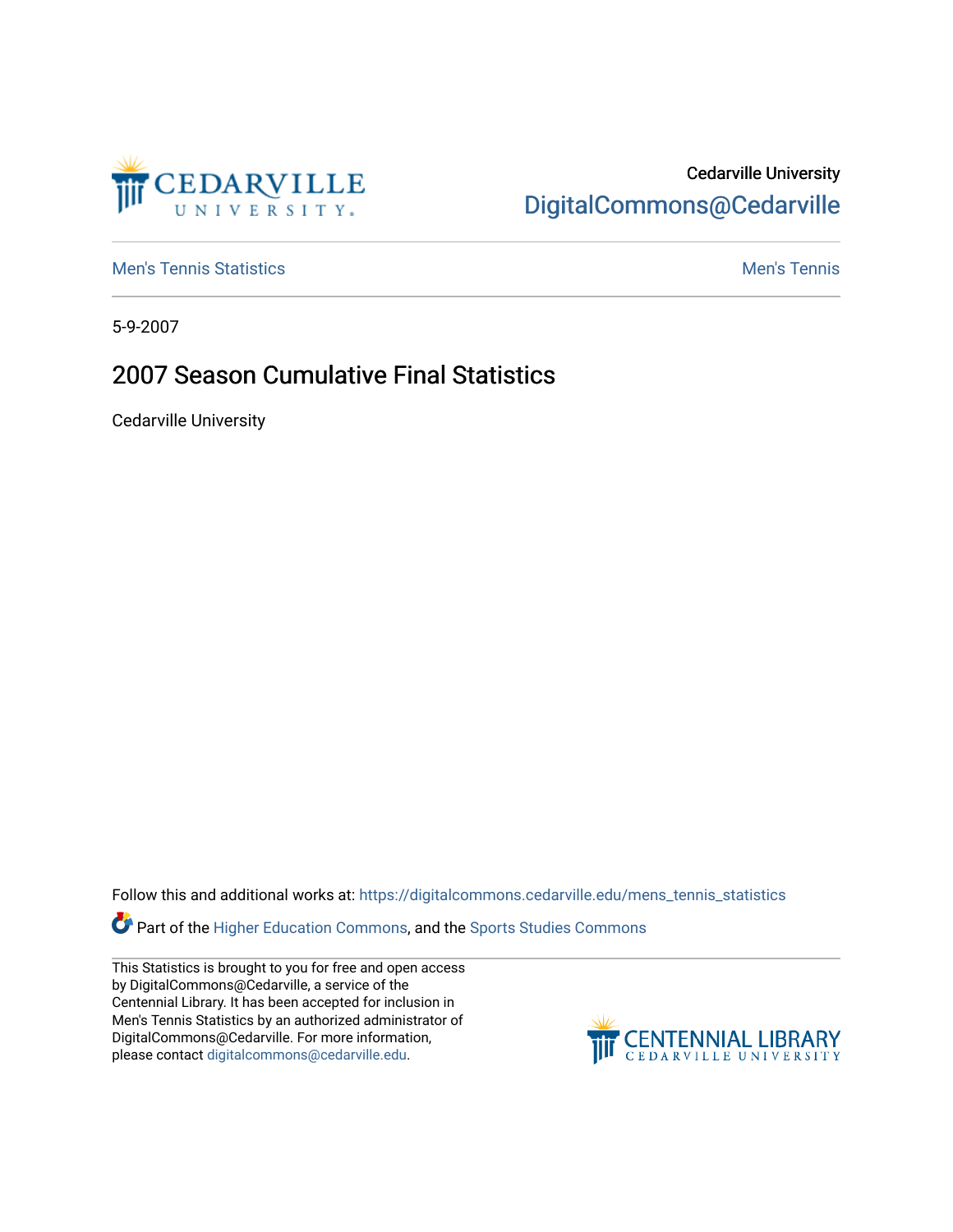Cedarville University
DigitalCommons@Cedarville

Men's Tennis Statistics

Men's Tennis

5-9-2007

# 2007 Season Cumulative Final Statistics

Cedarville University

Follow this and additional works at: https://digitalcommons.cedarville.edu/mens_tennis_statistics

Part of the Higher Education Commons, and the Sports Studies Commons

This Statistics is brought to you for free and open access by DigitalCommons@Cedarville, a service of the Centennial Library. It has been accepted for inclusion in Men's Tennis Statistics by an authorized administrator of DigitalCommons@Cedarville. For more information, please contact digitalcommons@cedarville.edu.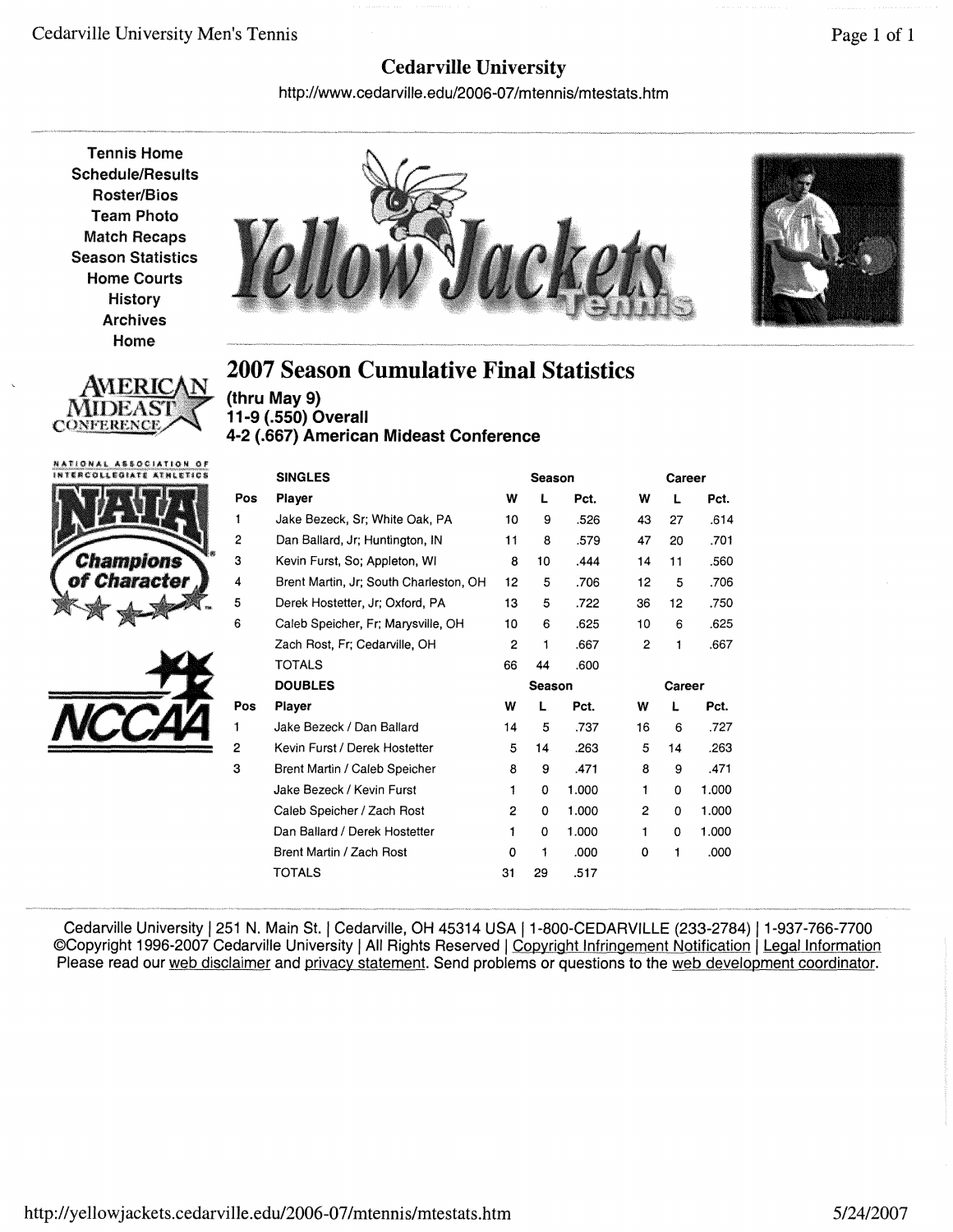# Cedarville University

http://www.cedarville.edu/2006-07/mtennis/mtestats.htm

Tennis Home
Schedule/Results
Roster/Bios
Team Photo
Match Recaps
Season Statistics
Home Courts
History
Archives
Home

## 2007 Season Cumulative Final Statistics

**(thru May 9)**
**11-9 (.550) Overall**
**4-2 (.667) American Mideast Conference**

| | SINGLES | Season | | | Career | | |
|---|---|---|---|---|---|---|---|
| Pos | Player | W | L | Pct. | W | L | Pct. |
| 1 | Jake Bezeck, Sr; White Oak, PA | 10 | 9 | .526 | 43 | 27 | .614 |
| 2 | Dan Ballard, Jr; Huntington, IN | 11 | 8 | .579 | 47 | 20 | .701 |
| 3 | Kevin Furst, So; Appleton, WI | 8 | 10 | .444 | 14 | 11 | .560 |
| 4 | Brent Martin, Jr; South Charleston, OH | 12 | 5 | .706 | 12 | 5 | .706 |
| 5 | Derek Hostetter, Jr; Oxford, PA | 13 | 5 | .722 | 36 | 12 | .750 |
| 6 | Caleb Speicher, Fr; Marysville, OH | 10 | 6 | .625 | 10 | 6 | .625 |
| | Zach Rost, Fr; Cedarville, OH | 2 | 1 | .667 | 2 | 1 | .667 |
| | TOTALS | 66 | 44 | .600 | | | |

| | DOUBLES | Season | | | Career | | |
|---|---|---|---|---|---|---|---|
| Pos | Player | W | L | Pct. | W | L | Pct. |
| 1 | Jake Bezeck / Dan Ballard | 14 | 5 | .737 | 16 | 6 | .727 |
| 2 | Kevin Furst / Derek Hostetter | 5 | 14 | .263 | 5 | 14 | .263 |
| 3 | Brent Martin / Caleb Speicher | 8 | 9 | .471 | 8 | 9 | .471 |
| | Jake Bezeck / Kevin Furst | 1 | 0 | 1.000 | 1 | 0 | 1.000 |
| | Caleb Speicher / Zach Rost | 2 | 0 | 1.000 | 2 | 0 | 1.000 |
| | Dan Ballard / Derek Hostetter | 1 | 0 | 1.000 | 1 | 0 | 1.000 |
| | Brent Martin / Zach Rost | 0 | 1 | .000 | 0 | 1 | .000 |
| | TOTALS | 31 | 29 | .517 | | | |

Cedarville University | 251 N. Main St. | Cedarville, OH 45314 USA | 1-800-CEDARVILLE (233-2784) | 1-937-766-7700
©Copyright 1996-2007 Cedarville University | All Rights Reserved | Copyright Infringement Notification | Legal Information
Please read our web disclaimer and privacy statement. Send problems or questions to the web development coordinator.